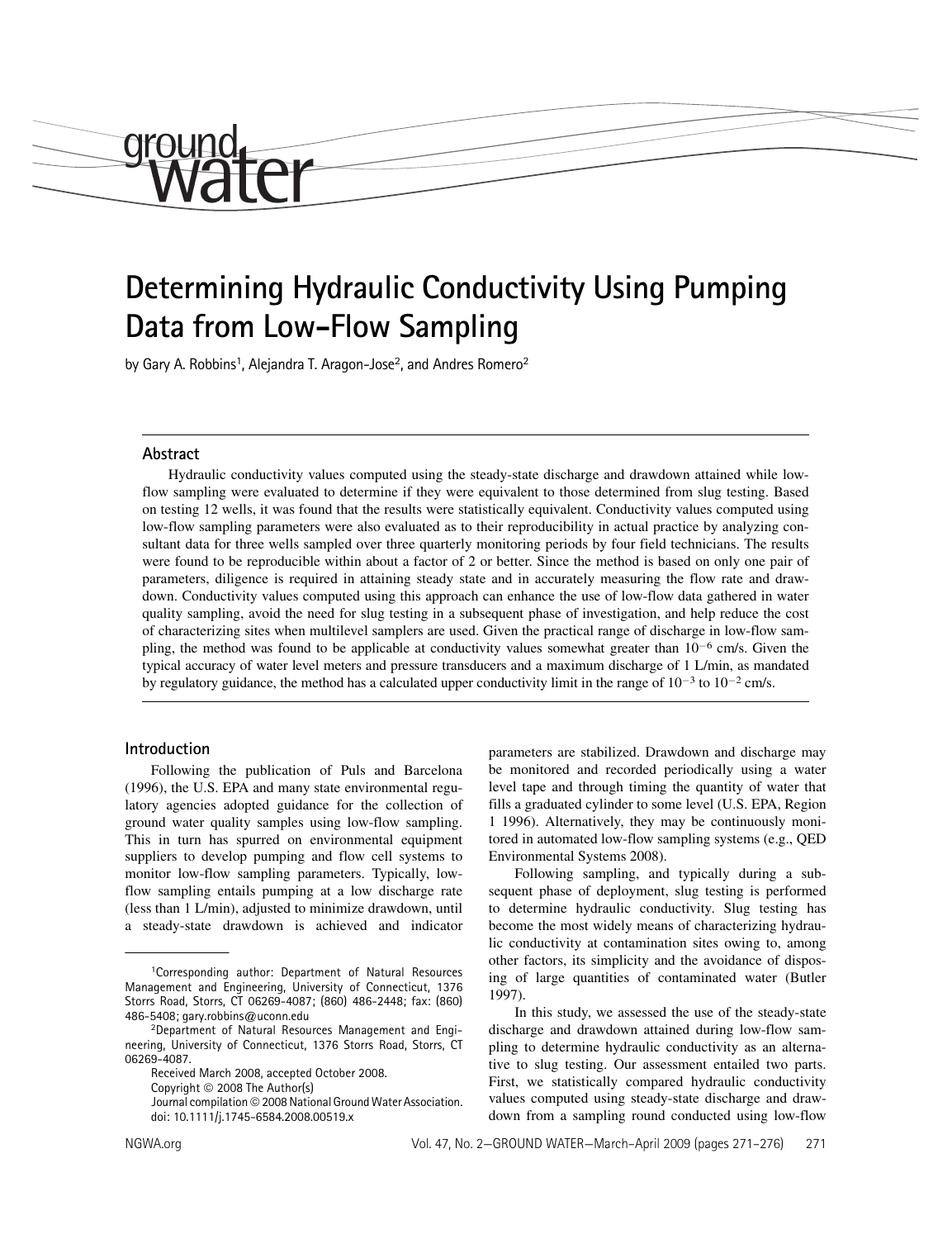# Determining Hydraulic Conductivity Using Pumping Data from Low-Flow Sampling

by Gary A. Robbins[1], Alejandra T. Aragon-Jose[2], and Andres Romero[2]

## Abstract

Hydraulic conductivity values computed using the steady-state discharge and drawdown attained while low-flow sampling were evaluated to determine if they were equivalent to those determined from slug testing. Based on testing 12 wells, it was found that the results were statistically equivalent. Conductivity values computed using low-flow sampling parameters were also evaluated as to their reproducibility in actual practice by analyzing consultant data for three wells sampled over three quarterly monitoring periods by four field technicians. The results were found to be reproducible within about a factor of 2 or better. Since the method is based on only one pair of parameters, diligence is required in attaining steady state and in accurately measuring the flow rate and drawdown. Conductivity values computed using this approach can enhance the use of low-flow data gathered in water quality sampling, avoid the need for slug testing in a subsequent phase of investigation, and help reduce the cost of characterizing sites when multilevel samplers are used. Given the practical range of discharge in low-flow sampling, the method was found to be applicable at conductivity values somewhat greater than $10^{-6}$ cm/s. Given the typical accuracy of water level meters and pressure transducers and a maximum discharge of 1 L/min, as mandated by regulatory guidance, the method has a calculated upper conductivity limit in the range of $10^{-3}$ to $10^{-2}$ cm/s.

## Introduction

Following the publication of Puls and Barcelona (1996), the U.S. EPA and many state environmental regulatory agencies adopted guidance for the collection of ground water quality samples using low-flow sampling. This in turn has spurred on environmental equipment suppliers to develop pumping and flow cell systems to monitor low-flow sampling parameters. Typically, low-flow sampling entails pumping at a low discharge rate (less than 1 L/min), adjusted to minimize drawdown, until a steady-state drawdown is achieved and indicator parameters are stabilized. Drawdown and discharge may be monitored and recorded periodically using a water level tape and through timing the quantity of water that fills a graduated cylinder to some level (U.S. EPA, Region 1 1996). Alternatively, they may be continuously monitored in automated low-flow sampling systems (e.g., QED Environmental Systems 2008).

Following sampling, and typically during a subsequent phase of deployment, slug testing is performed to determine hydraulic conductivity. Slug testing has become the most widely means of characterizing hydraulic conductivity at contamination sites owing to, among other factors, its simplicity and the avoidance of disposing of large quantities of contaminated water (Butler 1997).

In this study, we assessed the use of the steady-state discharge and drawdown attained during low-flow sampling to determine hydraulic conductivity as an alternative to slug testing. Our assessment entailed two parts. First, we statistically compared hydraulic conductivity values computed using steady-state discharge and drawdown from a sampling round conducted using low-flow

---

[1]Corresponding author: Department of Natural Resources Management and Engineering, University of Connecticut, 1376 Storrs Road, Storrs, CT 06269-4087; (860) 486-2448; fax: (860) 486-5408; gary.robbins@uconn.edu

[2]Department of Natural Resources Management and Engineering, University of Connecticut, 1376 Storrs Road, Storrs, CT 06269-4087.

Received March 2008, accepted October 2008.

Copyright © 2008 The Author(s)

Journal compilation © 2008 National Ground Water Association.

doi: 10.1111/j.1745-6584.2008.00519.x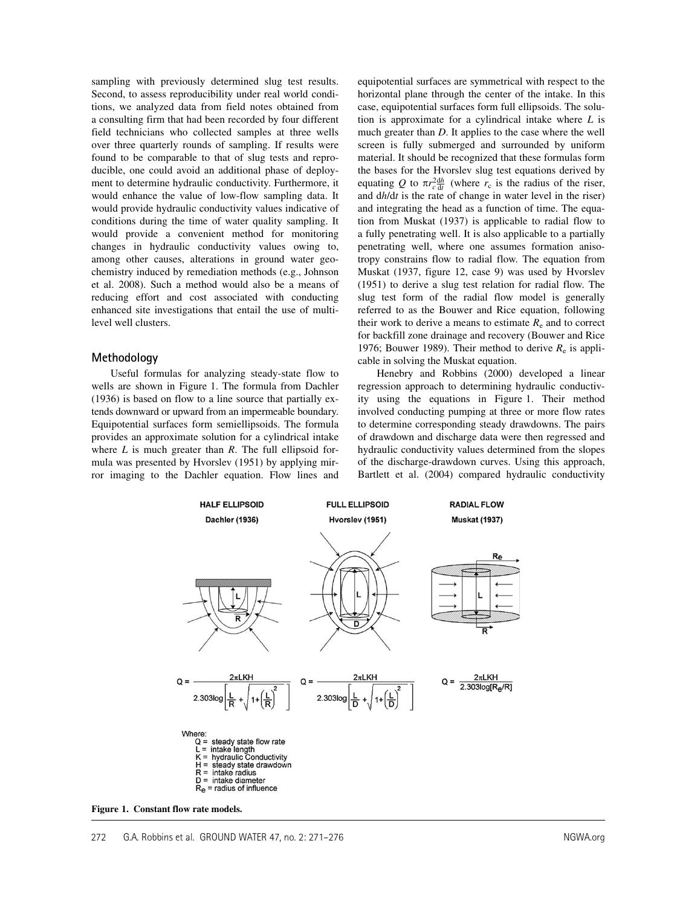sampling with previously determined slug test results. Second, to assess reproducibility under real world conditions, we analyzed data from field notes obtained from a consulting firm that had been recorded by four different field technicians who collected samples at three wells over three quarterly rounds of sampling. If results were found to be comparable to that of slug tests and reproducible, one could avoid an additional phase of deployment to determine hydraulic conductivity. Furthermore, it would enhance the value of low-flow sampling data. It would provide hydraulic conductivity values indicative of conditions during the time of water quality sampling. It would provide a convenient method for monitoring changes in hydraulic conductivity values owing to, among other causes, alterations in ground water geochemistry induced by remediation methods (e.g., Johnson et al. 2008). Such a method would also be a means of reducing effort and cost associated with conducting enhanced site investigations that entail the use of multilevel well clusters.

## Methodology

Useful formulas for analyzing steady-state flow to wells are shown in Figure 1. The formula from Dachler (1936) is based on flow to a line source that partially extends downward or upward from an impermeable boundary. Equipotential surfaces form semiellipsoids. The formula provides an approximate solution for a cylindrical intake where $L$ is much greater than $R$. The full ellipsoid formula was presented by Hvorslev (1951) by applying mirror imaging to the Dachler equation. Flow lines and equipotential surfaces are symmetrical with respect to the horizontal plane through the center of the intake. In this case, equipotential surfaces form full ellipsoids. The solution is approximate for a cylindrical intake where $L$ is much greater than $D$. It applies to the case where the well screen is fully submerged and surrounded by uniform material. It should be recognized that these formulas form the bases for the Hvorslev slug test equations derived by equating $Q$ to $\pi r_c^2 \frac{dh}{dt}$ (where $r_c$ is the radius of the riser, and $dh/dt$ is the rate of change in water level in the riser) and integrating the head as a function of time. The equation from Muskat (1937) is applicable to radial flow to a fully penetrating well. It is also applicable to a partially penetrating well, where one assumes formation anisotropy constrains flow to radial flow. The equation from Muskat (1937, figure 12, case 9) was used by Hvorslev (1951) to derive a slug test relation for radial flow. The slug test form of the radial flow model is generally referred to as the Bouwer and Rice equation, following their work to derive a means to estimate $R_e$ and to correct for backfill zone drainage and recovery (Bouwer and Rice 1976; Bouwer 1989). Their method to derive $R_e$ is applicable in solving the Muskat equation.

Henebry and Robbins (2000) developed a linear regression approach to determining hydraulic conductivity using the equations in Figure 1. Their method involved conducting pumping at three or more flow rates to determine corresponding steady drawdowns. The pairs of drawdown and discharge data were then regressed and hydraulic conductivity values determined from the slopes of the discharge-drawdown curves. Using this approach, Bartlett et al. (2004) compared hydraulic conductivity

HALF ELLIPSOID — Dachler (1936)

$$Q = \frac{2\pi LKH}{2.303\log\left[\frac{L}{R} + \sqrt{1+\left(\frac{L}{R}\right)^2}\right]}$$

FULL ELLIPSOID — Hvorslev (1951)

$$Q = \frac{2\pi LKH}{2.303\log\left[\frac{L}{D} + \sqrt{1+\left(\frac{L}{D}\right)^2}\right]}$$

RADIAL FLOW — Muskat (1937)

$$Q = \frac{2\pi LKH}{2.303\log[R_e/R]}$$

Where:
$Q$ = steady state flow rate
$L$ = intake length
$K$ = hydraulic Conductivity
$H$ = steady state drawdown
$R$ = intake radius
$D$ = intake diameter
$R_e$ = radius of influence

**Figure 1. Constant flow rate models.**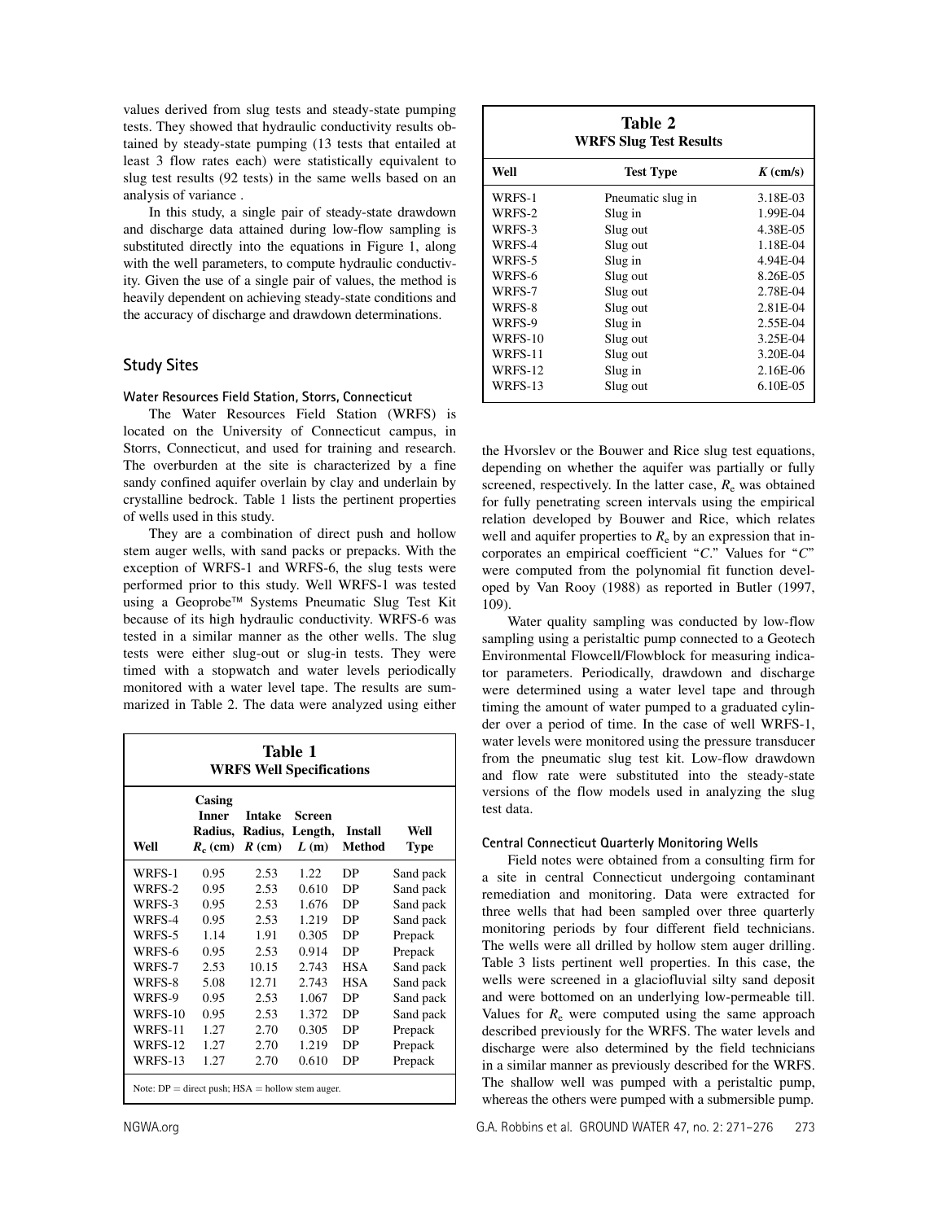values derived from slug tests and steady-state pumping tests. They showed that hydraulic conductivity results obtained by steady-state pumping (13 tests that entailed at least 3 flow rates each) were statistically equivalent to slug test results (92 tests) in the same wells based on an analysis of variance .

In this study, a single pair of steady-state drawdown and discharge data attained during low-flow sampling is substituted directly into the equations in Figure 1, along with the well parameters, to compute hydraulic conductivity. Given the use of a single pair of values, the method is heavily dependent on achieving steady-state conditions and the accuracy of discharge and drawdown determinations.

## Study Sites

### Water Resources Field Station, Storrs, Connecticut

The Water Resources Field Station (WRFS) is located on the University of Connecticut campus, in Storrs, Connecticut, and used for training and research. The overburden at the site is characterized by a fine sandy confined aquifer overlain by clay and underlain by crystalline bedrock. Table 1 lists the pertinent properties of wells used in this study.

They are a combination of direct push and hollow stem auger wells, with sand packs or prepacks. With the exception of WRFS-1 and WRFS-6, the slug tests were performed prior to this study. Well WRFS-1 was tested using a Geoprobe™ Systems Pneumatic Slug Test Kit because of its high hydraulic conductivity. WRFS-6 was tested in a similar manner as the other wells. The slug tests were either slug-out or slug-in tests. They were timed with a stopwatch and water levels periodically monitored with a water level tape. The results are summarized in Table 2. The data were analyzed using either the Hvorslev or the Bouwer and Rice slug test equations, depending on whether the aquifer was partially or fully screened, respectively. In the latter case, $R_e$ was obtained for fully penetrating screen intervals using the empirical relation developed by Bouwer and Rice, which relates well and aquifer properties to $R_e$ by an expression that incorporates an empirical coefficient "$C$." Values for "$C$" were computed from the polynomial fit function developed by Van Rooy (1988) as reported in Butler (1997, 109).

**Table 1**
**WRFS Well Specifications**

| Well | Casing Inner Radius, $R_c$ (cm) | Intake Radius, $R$ (cm) | Screen Length, $L$ (m) | Install Method | Well Type |
|---|---|---|---|---|---|
| WRFS-1 | 0.95 | 2.53 | 1.22 | DP | Sand pack |
| WRFS-2 | 0.95 | 2.53 | 0.610 | DP | Sand pack |
| WRFS-3 | 0.95 | 2.53 | 1.676 | DP | Sand pack |
| WRFS-4 | 0.95 | 2.53 | 1.219 | DP | Sand pack |
| WRFS-5 | 1.14 | 1.91 | 0.305 | DP | Prepack |
| WRFS-6 | 0.95 | 2.53 | 0.914 | DP | Prepack |
| WRFS-7 | 2.53 | 10.15 | 2.743 | HSA | Sand pack |
| WRFS-8 | 5.08 | 12.71 | 2.743 | HSA | Sand pack |
| WRFS-9 | 0.95 | 2.53 | 1.067 | DP | Sand pack |
| WRFS-10 | 0.95 | 2.53 | 1.372 | DP | Sand pack |
| WRFS-11 | 1.27 | 2.70 | 0.305 | DP | Prepack |
| WRFS-12 | 1.27 | 2.70 | 1.219 | DP | Prepack |
| WRFS-13 | 1.27 | 2.70 | 0.610 | DP | Prepack |

Note: DP = direct push; HSA = hollow stem auger.

**Table 2**
**WRFS Slug Test Results**

| Well | Test Type | $K$ (cm/s) |
|---|---|---|
| WRFS-1 | Pneumatic slug in | 3.18E-03 |
| WRFS-2 | Slug in | 1.99E-04 |
| WRFS-3 | Slug out | 4.38E-05 |
| WRFS-4 | Slug out | 1.18E-04 |
| WRFS-5 | Slug in | 4.94E-04 |
| WRFS-6 | Slug out | 8.26E-05 |
| WRFS-7 | Slug out | 2.78E-04 |
| WRFS-8 | Slug out | 2.81E-04 |
| WRFS-9 | Slug in | 2.55E-04 |
| WRFS-10 | Slug out | 3.25E-04 |
| WRFS-11 | Slug out | 3.20E-04 |
| WRFS-12 | Slug in | 2.16E-06 |
| WRFS-13 | Slug out | 6.10E-05 |

Water quality sampling was conducted by low-flow sampling using a peristaltic pump connected to a Geotech Environmental Flowcell/Flowblock for measuring indicator parameters. Periodically, drawdown and discharge were determined using a water level tape and through timing the amount of water pumped to a graduated cylinder over a period of time. In the case of well WRFS-1, water levels were monitored using the pressure transducer from the pneumatic slug test kit. Low-flow drawdown and flow rate were substituted into the steady-state versions of the flow models used in analyzing the slug test data.

### Central Connecticut Quarterly Monitoring Wells

Field notes were obtained from a consulting firm for a site in central Connecticut undergoing contaminant remediation and monitoring. Data were extracted for three wells that had been sampled over three quarterly monitoring periods by four different field technicians. The wells were all drilled by hollow stem auger drilling. Table 3 lists pertinent well properties. In this case, the wells were screened in a glaciofluvial silty sand deposit and were bottomed on an underlying low-permeable till. Values for $R_e$ were computed using the same approach described previously for the WRFS. The water levels and discharge were also determined by the field technicians in a similar manner as previously described for the WRFS. The shallow well was pumped with a peristaltic pump, whereas the others were pumped with a submersible pump.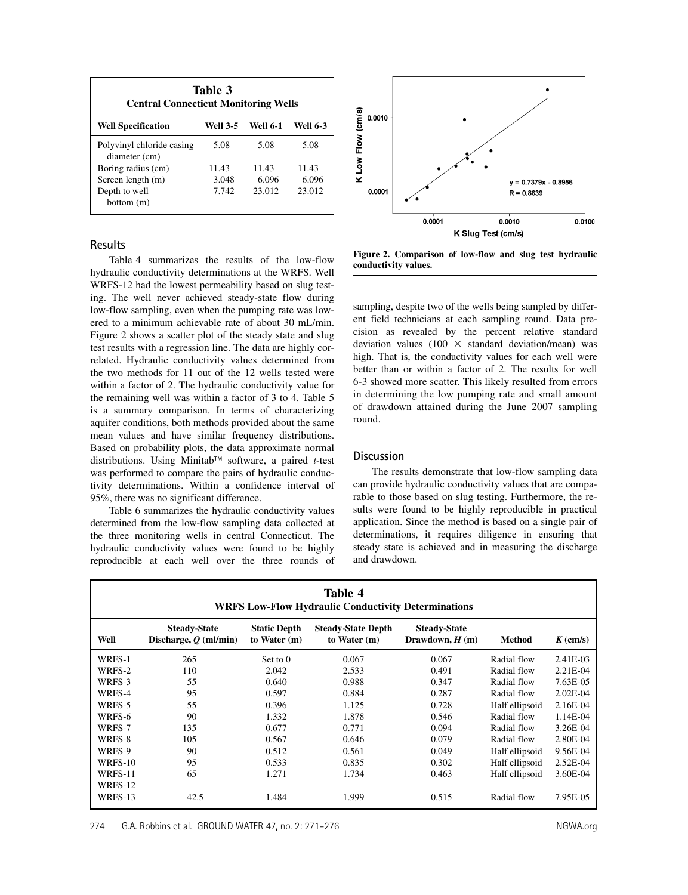**Table 3**
**Central Connecticut Monitoring Wells**

| Well Specification | Well 3-5 | Well 6-1 | Well 6-3 |
|---|---|---|---|
| Polyvinyl chloride casing diameter (cm) | 5.08 | 5.08 | 5.08 |
| Boring radius (cm) | 11.43 | 11.43 | 11.43 |
| Screen length (m) | 3.048 | 6.096 | 6.096 |
| Depth to well bottom (m) | 7.742 | 23.012 | 23.012 |

Figure 2. Comparison of low-flow and slug test hydraulic conductivity values.

## Results

Table 4 summarizes the results of the low-flow hydraulic conductivity determinations at the WRFS. Well WRFS-12 had the lowest permeability based on slug testing. The well never achieved steady-state flow during low-flow sampling, even when the pumping rate was lowered to a minimum achievable rate of about 30 mL/min. Figure 2 shows a scatter plot of the steady state and slug test results with a regression line. The data are highly correlated. Hydraulic conductivity values determined from the two methods for 11 out of the 12 wells tested were within a factor of 2. The hydraulic conductivity value for the remaining well was within a factor of 3 to 4. Table 5 is a summary comparison. In terms of characterizing aquifer conditions, both methods provided about the same mean values and have similar frequency distributions. Based on probability plots, the data approximate normal distributions. Using Minitab™ software, a paired *t*-test was performed to compare the pairs of hydraulic conductivity determinations. Within a confidence interval of 95%, there was no significant difference.

Table 6 summarizes the hydraulic conductivity values determined from the low-flow sampling data collected at the three monitoring wells in central Connecticut. The hydraulic conductivity values were found to be highly reproducible at each well over the three rounds of sampling, despite two of the wells being sampled by different field technicians at each sampling round. Data precision as revealed by the percent relative standard deviation values (100 × standard deviation/mean) was high. That is, the conductivity values for each well were better than or within a factor of 2. The results for well 6-3 showed more scatter. This likely resulted from errors in determining the low pumping rate and small amount of drawdown attained during the June 2007 sampling round.

## Discussion

The results demonstrate that low-flow sampling data can provide hydraulic conductivity values that are comparable to those based on slug testing. Furthermore, the results were found to be highly reproducible in practical application. Since the method is based on a single pair of determinations, it requires diligence in ensuring that steady state is achieved and in measuring the discharge and drawdown.

**Table 4**
**WRFS Low-Flow Hydraulic Conductivity Determinations**

| Well | Steady-State Discharge, $Q$ (ml/min) | Static Depth to Water (m) | Steady-State Depth to Water (m) | Steady-State Drawdown, $H$ (m) | Method | $K$ (cm/s) |
|---|---|---|---|---|---|---|
| WRFS-1 | 265 | Set to 0 | 0.067 | 0.067 | Radial flow | 2.41E-03 |
| WRFS-2 | 110 | 2.042 | 2.533 | 0.491 | Radial flow | 2.21E-04 |
| WRFS-3 | 55 | 0.640 | 0.988 | 0.347 | Radial flow | 7.63E-05 |
| WRFS-4 | 95 | 0.597 | 0.884 | 0.287 | Radial flow | 2.02E-04 |
| WRFS-5 | 55 | 0.396 | 1.125 | 0.728 | Half ellipsoid | 2.16E-04 |
| WRFS-6 | 90 | 1.332 | 1.878 | 0.546 | Radial flow | 1.14E-04 |
| WRFS-7 | 135 | 0.677 | 0.771 | 0.094 | Radial flow | 3.26E-04 |
| WRFS-8 | 105 | 0.567 | 0.646 | 0.079 | Radial flow | 2.80E-04 |
| WRFS-9 | 90 | 0.512 | 0.561 | 0.049 | Half ellipsoid | 9.56E-04 |
| WRFS-10 | 95 | 0.533 | 0.835 | 0.302 | Half ellipsoid | 2.52E-04 |
| WRFS-11 | 65 | 1.271 | 1.734 | 0.463 | Half ellipsoid | 3.60E-04 |
| WRFS-12 | — | — | — | — | — | — |
| WRFS-13 | 42.5 | 1.484 | 1.999 | 0.515 | Radial flow | 7.95E-05 |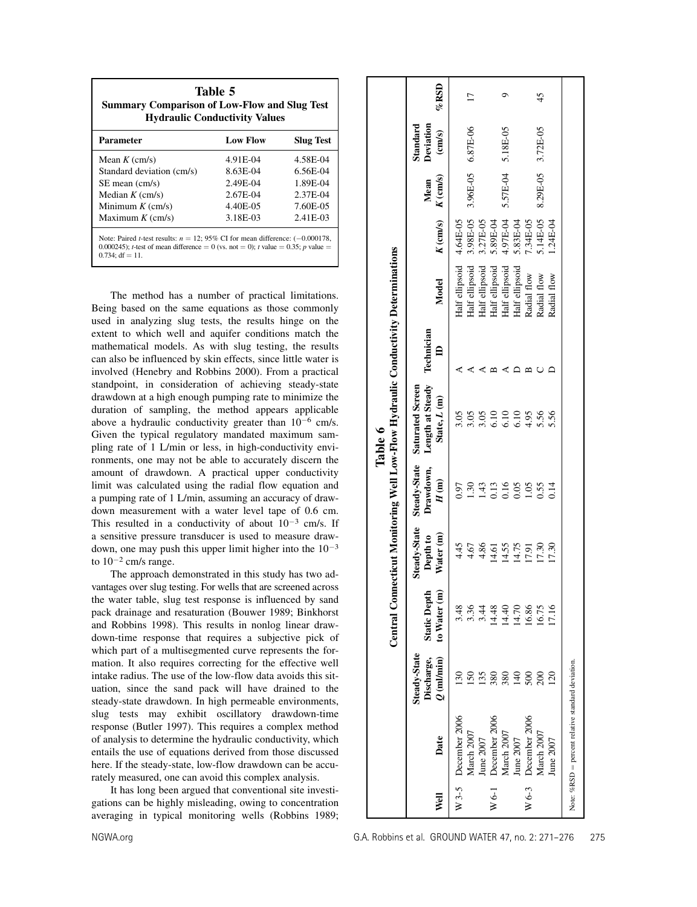**Table 5**
**Summary Comparison of Low-Flow and Slug Test Hydraulic Conductivity Values**

| Parameter | Low Flow | Slug Test |
|---|---|---|
| Mean $K$ (cm/s) | 4.91E-04 | 4.58E-04 |
| Standard deviation (cm/s) | 8.63E-04 | 6.56E-04 |
| SE mean (cm/s) | 2.49E-04 | 1.89E-04 |
| Median $K$ (cm/s) | 2.67E-04 | 2.37E-04 |
| Minimum $K$ (cm/s) | 4.40E-05 | 7.60E-05 |
| Maximum $K$ (cm/s) | 3.18E-03 | 2.41E-03 |

Note: Paired $t$-test results: $n = 12$; 95% CI for mean difference: (−0.000178, 0.000245); $t$-test of mean difference = 0 (vs. not = 0); $t$ value = 0.35; $p$ value = 0.734; df = 11.

The method has a number of practical limitations. Being based on the same equations as those commonly used in analyzing slug tests, the results hinge on the extent to which well and aquifer conditions match the mathematical models. As with slug testing, the results can also be influenced by skin effects, since little water is involved (Henebry and Robbins 2000). From a practical standpoint, in consideration of achieving steady-state drawdown at a high enough pumping rate to minimize the duration of sampling, the method appears applicable above a hydraulic conductivity greater than $10^{-6}$ cm/s. Given the typical regulatory mandated maximum sampling rate of 1 L/min or less, in high-conductivity environments, one may not be able to accurately discern the amount of drawdown. A practical upper conductivity limit was calculated using the radial flow equation and a pumping rate of 1 L/min, assuming an accuracy of drawdown measurement with a water level tape of 0.6 cm. This resulted in a conductivity of about $10^{-3}$ cm/s. If a sensitive pressure transducer is used to measure drawdown, one may push this upper limit higher into the $10^{-3}$ to $10^{-2}$ cm/s range.

The approach demonstrated in this study has two advantages over slug testing. For wells that are screened across the water table, slug test response is influenced by sand pack drainage and resaturation (Bouwer 1989; Binkhorst and Robbins 1998). This results in nonlog linear drawdown-time response that requires a subjective pick of which part of a multisegmented curve represents the formation. It also requires correcting for the effective well intake radius. The use of the low-flow data avoids this situation, since the sand pack will have drained to the steady-state drawdown. In high permeable environments, slug tests may exhibit oscillatory drawdown-time response (Butler 1997). This requires a complex method of analysis to determine the hydraulic conductivity, which entails the use of equations derived from those discussed here. If the steady-state, low-flow drawdown can be accurately measured, one can avoid this complex analysis.

It has long been argued that conventional site investigations can be highly misleading, owing to concentration averaging in typical monitoring wells (Robbins 1989;

**Table 6**
**Central Connecticut Monitoring Well Low-Flow Hydraulic Conductivity Determinations**

| Well | Date | Steady-State Discharge, $Q$ (ml/min) | Static Depth to Water (m) | Steady-State Depth to Water (m) | Steady-State Drawdown, $H$ (m) | Saturated Screen Length at Steady State, $L$ (m) | Technician ID | Model | $K$ (cm/s) | Mean $K$ (cm/s) | Standard Deviation (cm/s) | %RSD |
|---|---|---|---|---|---|---|---|---|---|---|---|---|
| W 3-5 | December 2006 | 130 | 3.48 | 4.45 | 0.97 | 3.05 | A | Half ellipsoid | 4.64E-05 | | | |
| | March 2007 | 150 | 3.36 | 4.67 | 1.30 | 3.05 | A | Half ellipsoid | 3.98E-05 | 3.96E-05 | 6.87E-06 | 17 |
| | June 2007 | 135 | 3.44 | 4.86 | 1.43 | 3.05 | A | Half ellipsoid | 3.27E-05 | | | |
| W 6-1 | December 2006 | 380 | 14.48 | 14.61 | 0.13 | 6.10 | B | Half ellipsoid | 5.89E-04 | | | |
| | March 2007 | 380 | 14.40 | 14.55 | 0.16 | 6.10 | A | Half ellipsoid | 4.97E-04 | 5.57E-04 | 5.18E-05 | 9 |
| | June 2007 | 140 | 14.70 | 14.75 | 0.05 | 6.10 | D | Half ellipsoid | 5.83E-04 | | | |
| W 6-3 | December 2006 | 500 | 16.86 | 17.91 | 1.05 | 4.95 | B | Radial flow | 7.34E-05 | | | |
| | March 2007 | 200 | 16.75 | 17.30 | 0.55 | 5.56 | C | Radial flow | 5.14E-05 | 8.29E-05 | 3.72E-05 | 45 |
| | June 2007 | 120 | 17.16 | 17.30 | 0.14 | 5.56 | D | Radial flow | 1.24E-04 | | | |

Note: %RSD = percent relative standard deviation.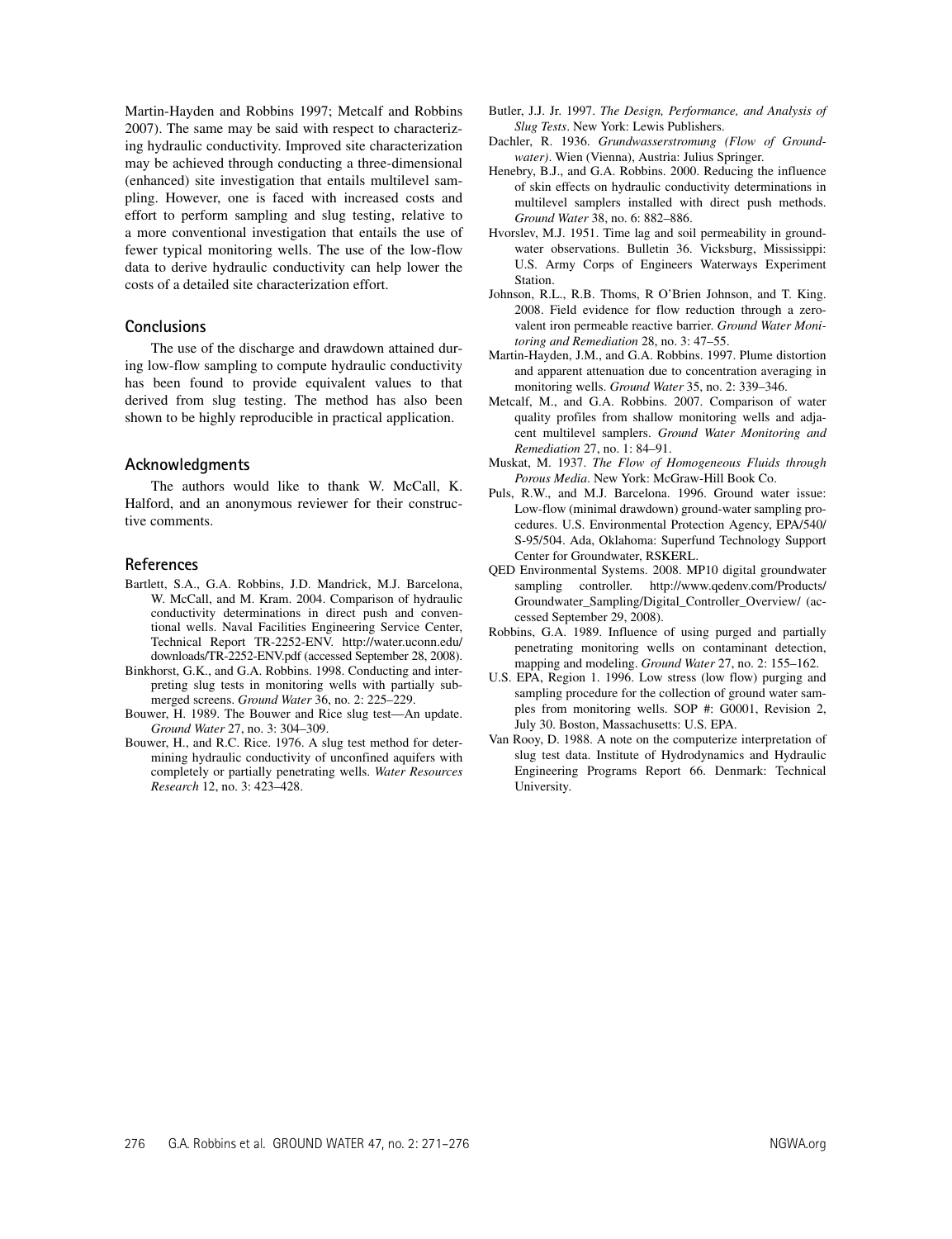Martin-Hayden and Robbins 1997; Metcalf and Robbins 2007). The same may be said with respect to characterizing hydraulic conductivity. Improved site characterization may be achieved through conducting a three-dimensional (enhanced) site investigation that entails multilevel sampling. However, one is faced with increased costs and effort to perform sampling and slug testing, relative to a more conventional investigation that entails the use of fewer typical monitoring wells. The use of the low-flow data to derive hydraulic conductivity can help lower the costs of a detailed site characterization effort.

## Conclusions

The use of the discharge and drawdown attained during low-flow sampling to compute hydraulic conductivity has been found to provide equivalent values to that derived from slug testing. The method has also been shown to be highly reproducible in practical application.

## Acknowledgments

The authors would like to thank W. McCall, K. Halford, and an anonymous reviewer for their constructive comments.

## References

Bartlett, S.A., G.A. Robbins, J.D. Mandrick, M.J. Barcelona, W. McCall, and M. Kram. 2004. Comparison of hydraulic conductivity determinations in direct push and conventional wells. Naval Facilities Engineering Service Center, Technical Report TR-2252-ENV. http://water.uconn.edu/downloads/TR-2252-ENV.pdf (accessed September 28, 2008).

Binkhorst, G.K., and G.A. Robbins. 1998. Conducting and interpreting slug tests in monitoring wells with partially submerged screens. *Ground Water* 36, no. 2: 225–229.

Bouwer, H. 1989. The Bouwer and Rice slug test—An update. *Ground Water* 27, no. 3: 304–309.

Bouwer, H., and R.C. Rice. 1976. A slug test method for determining hydraulic conductivity of unconfined aquifers with completely or partially penetrating wells. *Water Resources Research* 12, no. 3: 423–428.

Butler, J.J. Jr. 1997. *The Design, Performance, and Analysis of Slug Tests*. New York: Lewis Publishers.

Dachler, R. 1936. *Grundwasserstromung (Flow of Groundwater)*. Wien (Vienna), Austria: Julius Springer.

Henebry, B.J., and G.A. Robbins. 2000. Reducing the influence of skin effects on hydraulic conductivity determinations in multilevel samplers installed with direct push methods. *Ground Water* 38, no. 6: 882–886.

Hvorslev, M.J. 1951. Time lag and soil permeability in groundwater observations. Bulletin 36. Vicksburg, Mississippi: U.S. Army Corps of Engineers Waterways Experiment Station.

Johnson, R.L., R.B. Thoms, R O'Brien Johnson, and T. King. 2008. Field evidence for flow reduction through a zero-valent iron permeable reactive barrier. *Ground Water Monitoring and Remediation* 28, no. 3: 47–55.

Martin-Hayden, J.M., and G.A. Robbins. 1997. Plume distortion and apparent attenuation due to concentration averaging in monitoring wells. *Ground Water* 35, no. 2: 339–346.

Metcalf, M., and G.A. Robbins. 2007. Comparison of water quality profiles from shallow monitoring wells and adjacent multilevel samplers. *Ground Water Monitoring and Remediation* 27, no. 1: 84–91.

Muskat, M. 1937. *The Flow of Homogeneous Fluids through Porous Media*. New York: McGraw-Hill Book Co.

Puls, R.W., and M.J. Barcelona. 1996. Ground water issue: Low-flow (minimal drawdown) ground-water sampling procedures. U.S. Environmental Protection Agency, EPA/540/S-95/504. Ada, Oklahoma: Superfund Technology Support Center for Groundwater, RSKERL.

QED Environmental Systems. 2008. MP10 digital groundwater sampling controller. http://www.qedenv.com/Products/Groundwater_Sampling/Digital_Controller_Overview/ (accessed September 29, 2008).

Robbins, G.A. 1989. Influence of using purged and partially penetrating monitoring wells on contaminant detection, mapping and modeling. *Ground Water* 27, no. 2: 155–162.

U.S. EPA, Region 1. 1996. Low stress (low flow) purging and sampling procedure for the collection of ground water samples from monitoring wells. SOP #: G0001, Revision 2, July 30. Boston, Massachusetts: U.S. EPA.

Van Rooy, D. 1988. A note on the computerize interpretation of slug test data. Institute of Hydrodynamics and Hydraulic Engineering Programs Report 66. Denmark: Technical University.